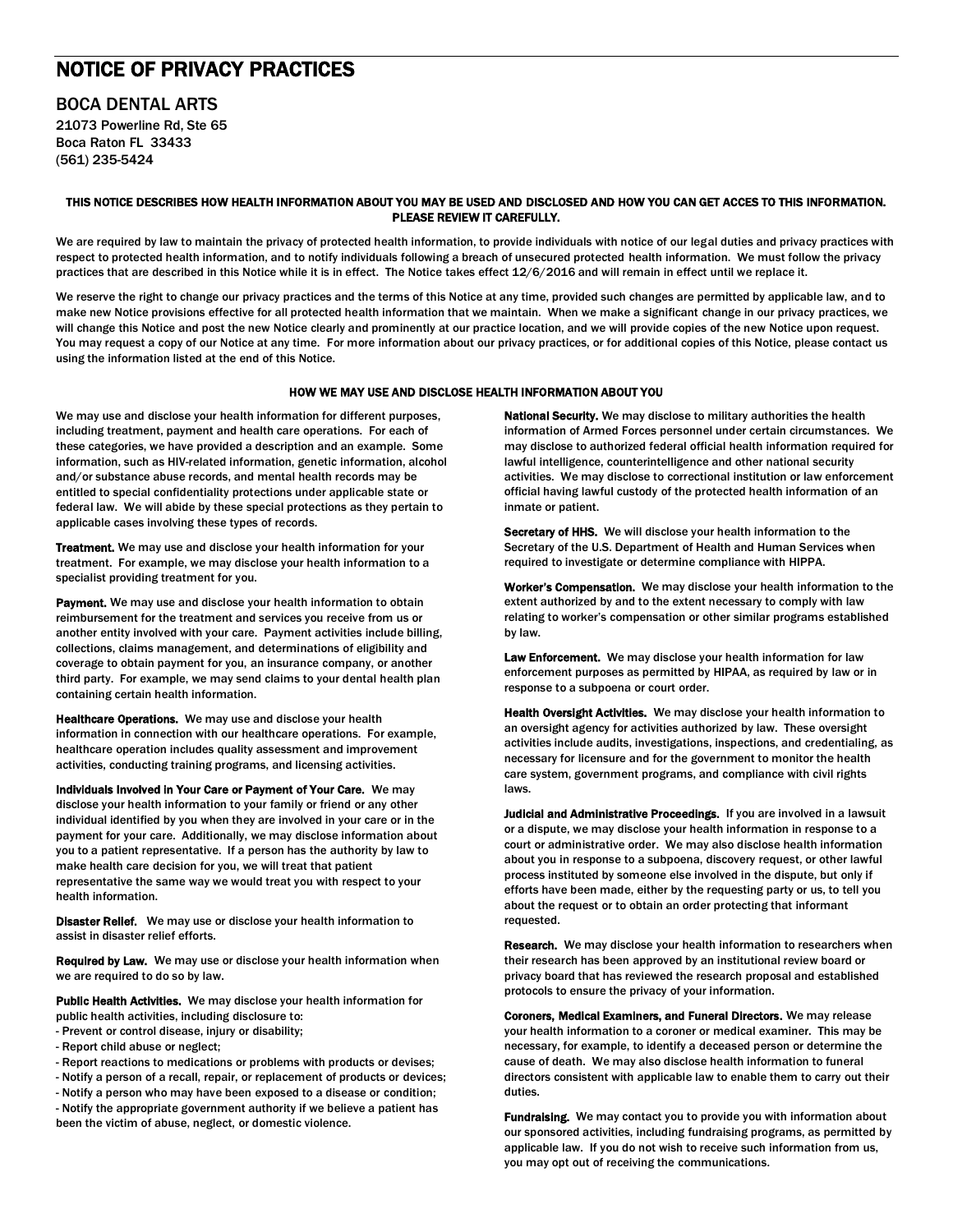# NOTICE OF PRIVACY PRACTICES

## BOCA DENTAL ARTS

21073 Powerline Rd, Ste 65
Boca Raton FL 33433
(561) 235-5424

**THIS NOTICE DESCRIBES HOW HEALTH INFORMATION ABOUT YOU MAY BE USED AND DISCLOSED AND HOW YOU CAN GET ACCES TO THIS INFORMATION. PLEASE REVIEW IT CAREFULLY.**

We are required by law to maintain the privacy of protected health information, to provide individuals with notice of our legal duties and privacy practices with respect to protected health information, and to notify individuals following a breach of unsecured protected health information. We must follow the privacy practices that are described in this Notice while it is in effect. The Notice takes effect 12/6/2016 and will remain in effect until we replace it.

We reserve the right to change our privacy practices and the terms of this Notice at any time, provided such changes are permitted by applicable law, and to make new Notice provisions effective for all protected health information that we maintain. When we make a significant change in our privacy practices, we will change this Notice and post the new Notice clearly and prominently at our practice location, and we will provide copies of the new Notice upon request. You may request a copy of our Notice at any time. For more information about our privacy practices, or for additional copies of this Notice, please contact us using the information listed at the end of this Notice.

### HOW WE MAY USE AND DISCLOSE HEALTH INFORMATION ABOUT YOU

We may use and disclose your health information for different purposes, including treatment, payment and health care operations. For each of these categories, we have provided a description and an example. Some information, such as HIV-related information, genetic information, alcohol and/or substance abuse records, and mental health records may be entitled to special confidentiality protections under applicable state or federal law. We will abide by these special protections as they pertain to applicable cases involving these types of records.

**Treatment.** We may use and disclose your health information for your treatment. For example, we may disclose your health information to a specialist providing treatment for you.

**Payment.** We may use and disclose your health information to obtain reimbursement for the treatment and services you receive from us or another entity involved with your care. Payment activities include billing, collections, claims management, and determinations of eligibility and coverage to obtain payment for you, an insurance company, or another third party. For example, we may send claims to your dental health plan containing certain health information.

**Healthcare Operations.** We may use and disclose your health information in connection with our healthcare operations. For example, healthcare operation includes quality assessment and improvement activities, conducting training programs, and licensing activities.

**Individuals Involved in Your Care or Payment of Your Care.** We may disclose your health information to your family or friend or any other individual identified by you when they are involved in your care or in the payment for your care. Additionally, we may disclose information about you to a patient representative. If a person has the authority by law to make health care decision for you, we will treat that patient representative the same way we would treat you with respect to your health information.

**Disaster Relief.** We may use or disclose your health information to assist in disaster relief efforts.

**Required by Law.** We may use or disclose your health information when we are required to do so by law.

**Public Health Activities.** We may disclose your health information for public health activities, including disclosure to:
- Prevent or control disease, injury or disability;
- Report child abuse or neglect;
- Report reactions to medications or problems with products or devises;
- Notify a person of a recall, repair, or replacement of products or devices;
- Notify a person who may have been exposed to a disease or condition;
- Notify the appropriate government authority if we believe a patient has been the victim of abuse, neglect, or domestic violence.

**National Security.** We may disclose to military authorities the health information of Armed Forces personnel under certain circumstances. We may disclose to authorized federal official health information required for lawful intelligence, counterintelligence and other national security activities. We may disclose to correctional institution or law enforcement official having lawful custody of the protected health information of an inmate or patient.

**Secretary of HHS.** We will disclose your health information to the Secretary of the U.S. Department of Health and Human Services when required to investigate or determine compliance with HIPPA.

**Worker's Compensation.** We may disclose your health information to the extent authorized by and to the extent necessary to comply with law relating to worker's compensation or other similar programs established by law.

**Law Enforcement.** We may disclose your health information for law enforcement purposes as permitted by HIPAA, as required by law or in response to a subpoena or court order.

**Health Oversight Activities.** We may disclose your health information to an oversight agency for activities authorized by law. These oversight activities include audits, investigations, inspections, and credentialing, as necessary for licensure and for the government to monitor the health care system, government programs, and compliance with civil rights laws.

**Judicial and Administrative Proceedings.** If you are involved in a lawsuit or a dispute, we may disclose your health information in response to a court or administrative order. We may also disclose health information about you in response to a subpoena, discovery request, or other lawful process instituted by someone else involved in the dispute, but only if efforts have been made, either by the requesting party or us, to tell you about the request or to obtain an order protecting that informant requested.

**Research.** We may disclose your health information to researchers when their research has been approved by an institutional review board or privacy board that has reviewed the research proposal and established protocols to ensure the privacy of your information.

**Coroners, Medical Examiners, and Funeral Directors.** We may release your health information to a coroner or medical examiner. This may be necessary, for example, to identify a deceased person or determine the cause of death. We may also disclose health information to funeral directors consistent with applicable law to enable them to carry out their duties.

**Fundraising.** We may contact you to provide you with information about our sponsored activities, including fundraising programs, as permitted by applicable law. If you do not wish to receive such information from us, you may opt out of receiving the communications.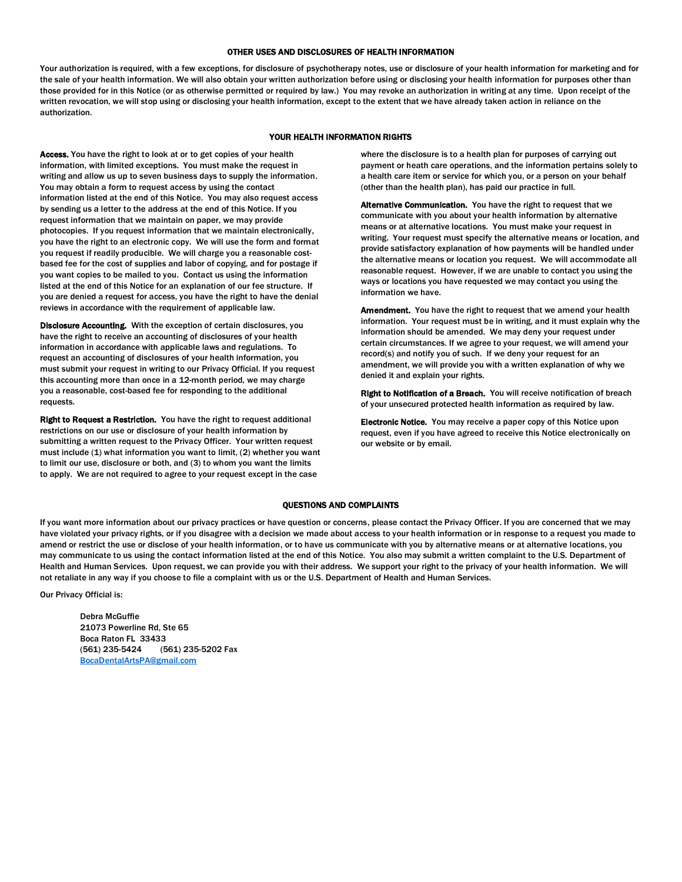## OTHER USES AND DISCLOSURES OF HEALTH INFORMATION

Your authorization is required, with a few exceptions, for disclosure of psychotherapy notes, use or disclosure of your health information for marketing and for the sale of your health information. We will also obtain your written authorization before using or disclosing your health information for purposes other than those provided for in this Notice (or as otherwise permitted or required by law.) You may revoke an authorization in writing at any time. Upon receipt of the written revocation, we will stop using or disclosing your health information, except to the extent that we have already taken action in reliance on the authorization.

## YOUR HEALTH INFORMATION RIGHTS

**Access.** You have the right to look at or to get copies of your health information, with limited exceptions. You must make the request in writing and allow us up to seven business days to supply the information. You may obtain a form to request access by using the contact information listed at the end of this Notice. You may also request access by sending us a letter to the address at the end of this Notice. If you request information that we maintain on paper, we may provide photocopies. If you request information that we maintain electronically, you have the right to an electronic copy. We will use the form and format you request if readily producible. We will charge you a reasonable cost-based fee for the cost of supplies and labor of copying, and for postage if you want copies to be mailed to you. Contact us using the information listed at the end of this Notice for an explanation of our fee structure. If you are denied a request for access, you have the right to have the denial reviews in accordance with the requirement of applicable law.

**Disclosure Accounting.** With the exception of certain disclosures, you have the right to receive an accounting of disclosures of your health information in accordance with applicable laws and regulations. To request an accounting of disclosures of your health information, you must submit your request in writing to our Privacy Official. If you request this accounting more than once in a 12-month period, we may charge you a reasonable, cost-based fee for responding to the additional requests.

**Right to Request a Restriction.** You have the right to request additional restrictions on our use or disclosure of your health information by submitting a written request to the Privacy Officer. Your written request must include (1) what information you want to limit, (2) whether you want to limit our use, disclosure or both, and (3) to whom you want the limits to apply. We are not required to agree to your request except in the case where the disclosure is to a health plan for purposes of carrying out payment or heath care operations, and the information pertains solely to a health care item or service for which you, or a person on your behalf (other than the health plan), has paid our practice in full.

**Alternative Communication.** You have the right to request that we communicate with you about your health information by alternative means or at alternative locations. You must make your request in writing. Your request must specify the alternative means or location, and provide satisfactory explanation of how payments will be handled under the alternative means or location you request. We will accommodate all reasonable request. However, if we are unable to contact you using the ways or locations you have requested we may contact you using the information we have.

**Amendment.** You have the right to request that we amend your health information. Your request must be in writing, and it must explain why the information should be amended. We may deny your request under certain circumstances. If we agree to your request, we will amend your record(s) and notify you of such. If we deny your request for an amendment, we will provide you with a written explanation of why we denied it and explain your rights.

**Right to Notification of a Breach.** You will receive notification of breach of your unsecured protected health information as required by law.

**Electronic Notice.** You may receive a paper copy of this Notice upon request, even if you have agreed to receive this Notice electronically on our website or by email.

## QUESTIONS AND COMPLAINTS

If you want more information about our privacy practices or have question or concerns, please contact the Privacy Officer. If you are concerned that we may have violated your privacy rights, or if you disagree with a decision we made about access to your health information or in response to a request you made to amend or restrict the use or disclose of your health information, or to have us communicate with you by alternative means or at alternative locations, you may communicate to us using the contact information listed at the end of this Notice. You also may submit a written complaint to the U.S. Department of Health and Human Services. Upon request, we can provide you with their address. We support your right to the privacy of your health information. We will not retaliate in any way if you choose to file a complaint with us or the U.S. Department of Health and Human Services.

Our Privacy Official is:

Debra McGuffie
21073 Powerline Rd, Ste 65
Boca Raton FL 33433
(561) 235-5424 (561) 235-5202 Fax
BocaDentalArtsPA@gmail.com